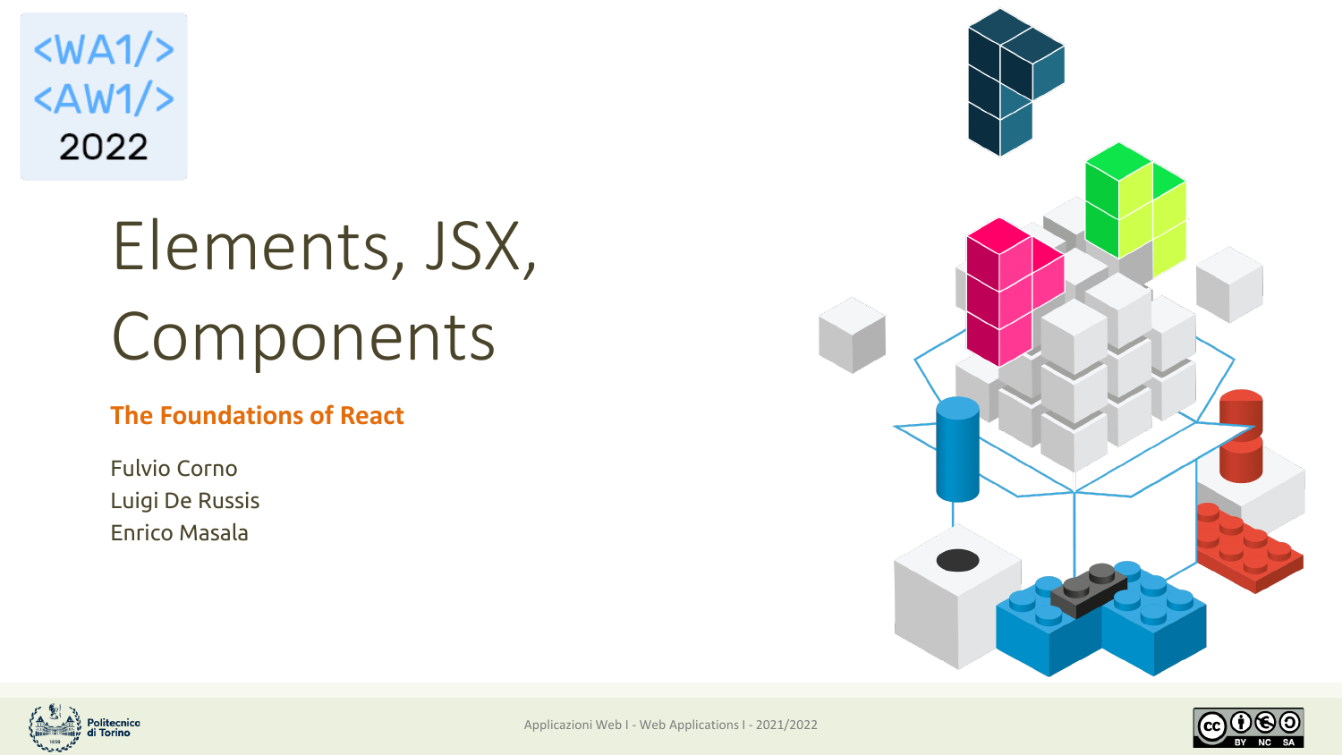<WA1/>
<AW1/>
2022

# Elements, JSX, Components

**The Foundations of React**

Fulvio Corno
Luigi De Russis
Enrico Masala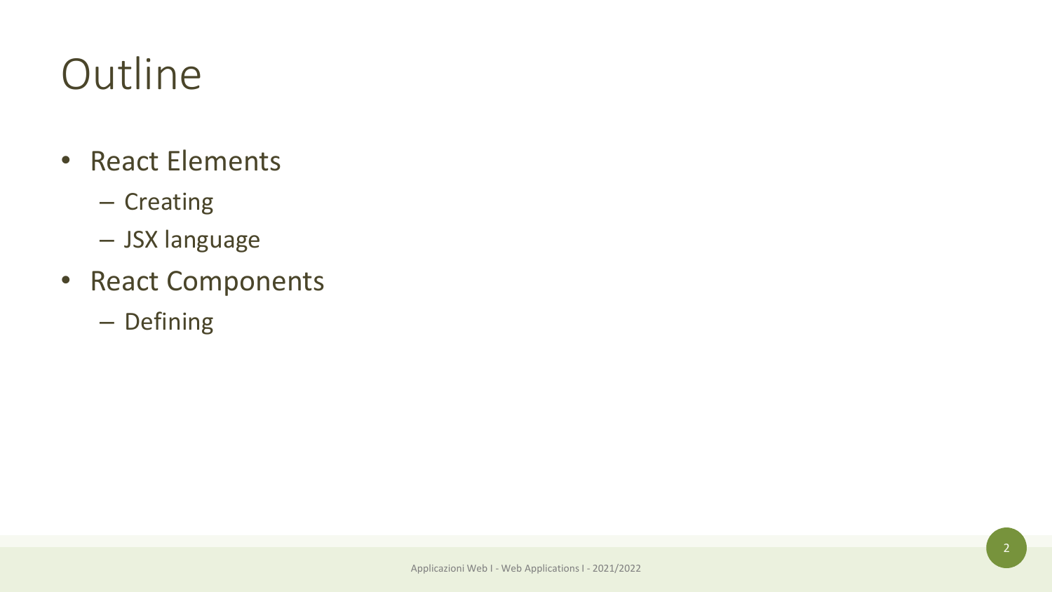# Outline

- React Elements
  - Creating
  - JSX language
- React Components
  - Defining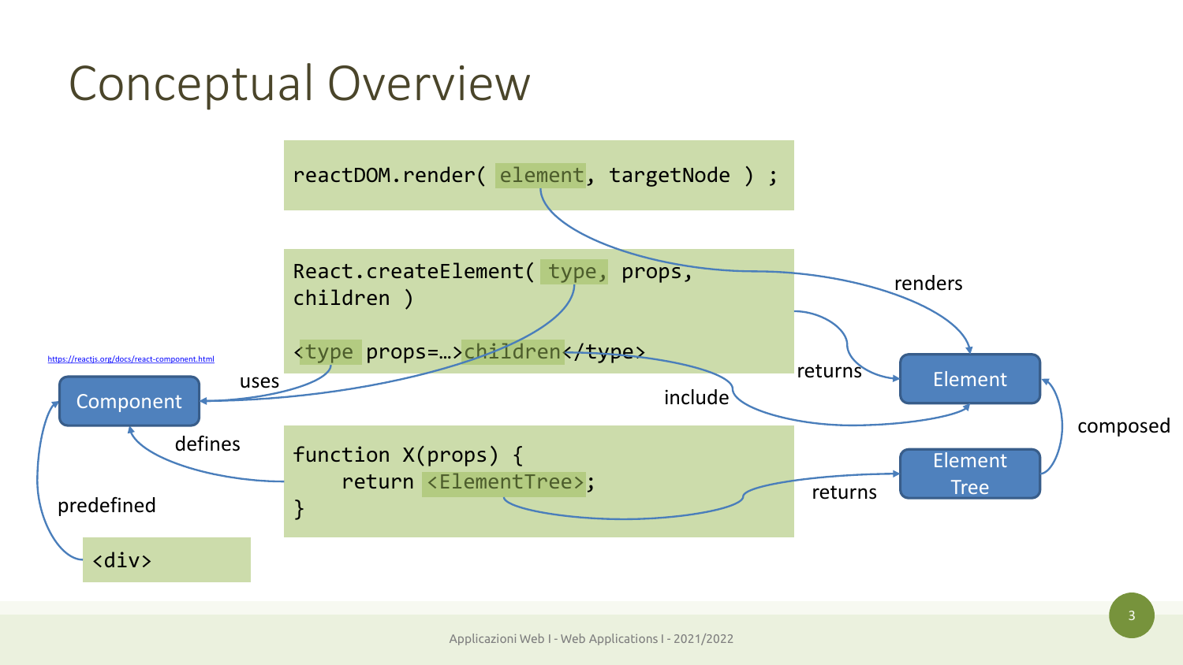# Conceptual Overview

```
reactDOM.render( element, targetNode ) ;
```

```
React.createElement( type, props,
children )

<type props=…>children</type>
```

```
function X(props) {
    return <ElementTree>;
}
```

```
<div>
```

https://reactjs.org/docs/react-component.html

Component

Element

Element Tree

renders

returns

include

uses

defines

returns

composed

predefined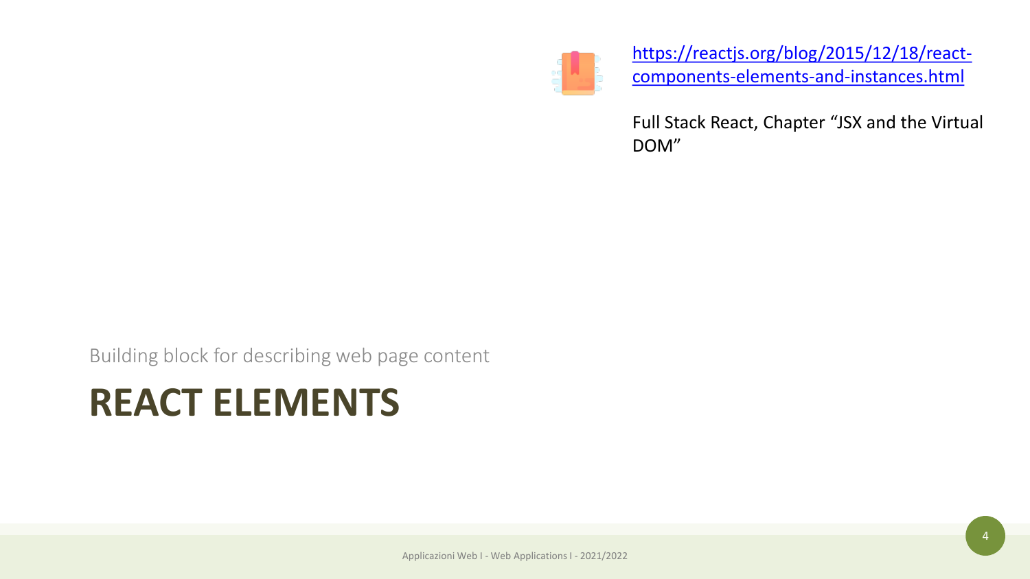[https://reactjs.org/blog/2015/12/18/react-components-elements-and-instances.html](https://reactjs.org/blog/2015/12/18/react-components-elements-and-instances.html)

Full Stack React, Chapter “JSX and the Virtual DOM”

Building block for describing web page content

# REACT ELEMENTS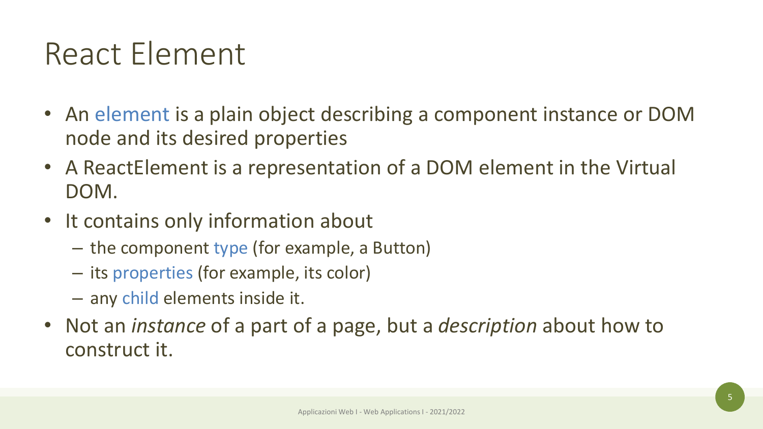# React Element

- An element is a plain object describing a component instance or DOM node and its desired properties
- A ReactElement is a representation of a DOM element in the Virtual DOM.
- It contains only information about
  - the component type (for example, a Button)
  - its properties (for example, its color)
  - any child elements inside it.
- Not an *instance* of a part of a page, but a *description* about how to construct it.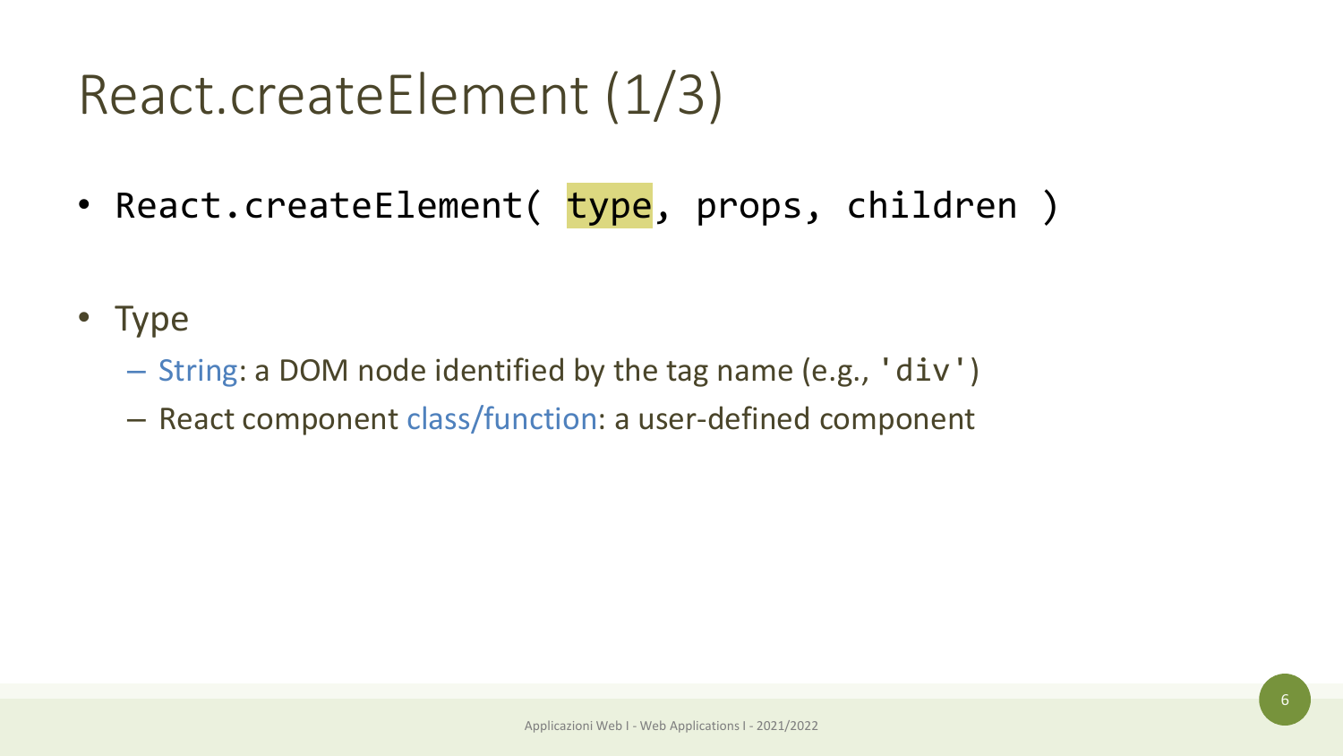# React.createElement (1/3)

- `React.createElement( type, props, children )`

- Type
  - String: a DOM node identified by the tag name (e.g., `'div'`)
  - React component class/function: a user-defined component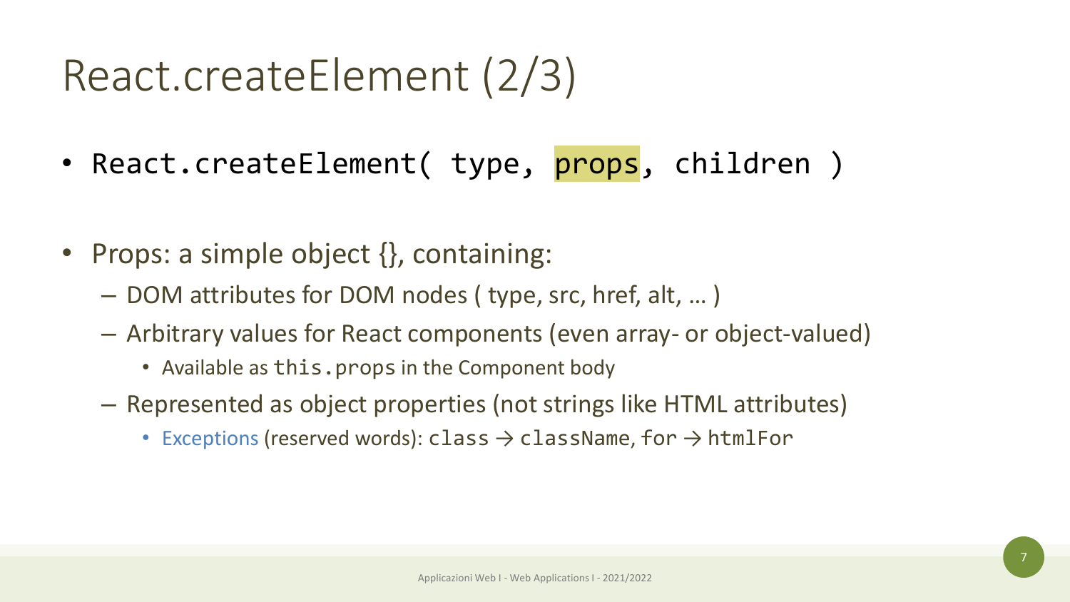# React.createElement (2/3)

- `React.createElement( type, props, children )`

- Props: a simple object {}, containing:
  - DOM attributes for DOM nodes ( type, src, href, alt, … )
  - Arbitrary values for React components (even array- or object-valued)
    - Available as `this.props` in the Component body
  - Represented as object properties (not strings like HTML attributes)
    - Exceptions (reserved words): `class` → `className`, `for` → `htmlFor`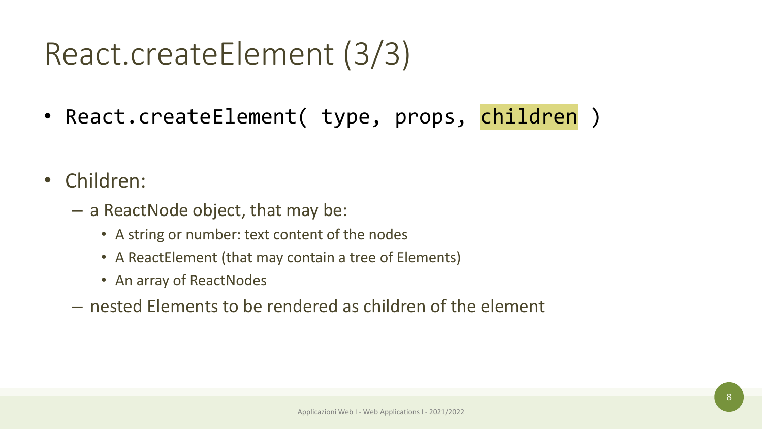# React.createElement (3/3)

- `React.createElement( type, props, children )`

- Children:
  - a ReactNode object, that may be:
    - A string or number: text content of the nodes
    - A ReactElement (that may contain a tree of Elements)
    - An array of ReactNodes
  - nested Elements to be rendered as children of the element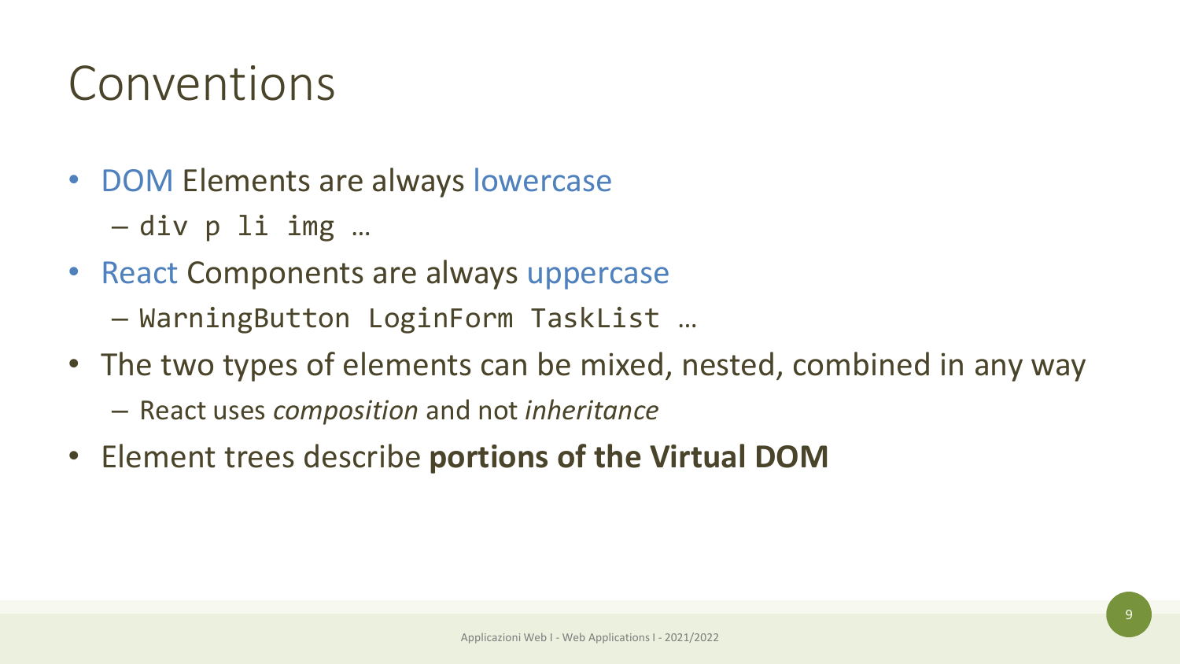# Conventions

- DOM Elements are always lowercase
  - `div p li img …`
- React Components are always uppercase
  - `WarningButton LoginForm TaskList …`
- The two types of elements can be mixed, nested, combined in any way
  - React uses *composition* and not *inheritance*
- Element trees describe **portions of the Virtual DOM**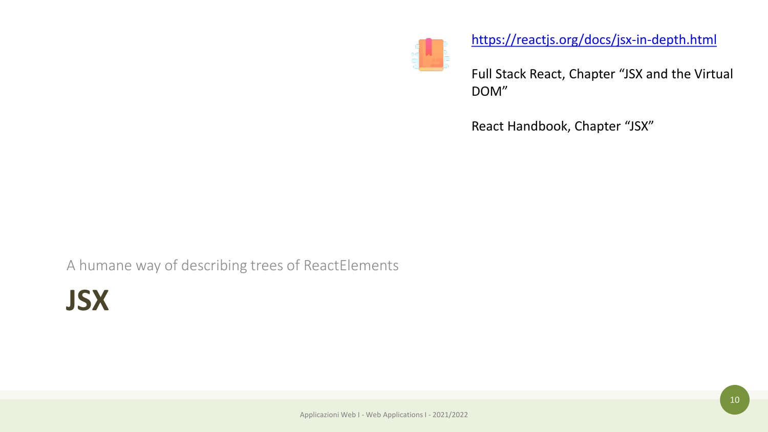https://reactjs.org/docs/jsx-in-depth.html

Full Stack React, Chapter "JSX and the Virtual DOM"

React Handbook, Chapter "JSX"

A humane way of describing trees of ReactElements

# JSX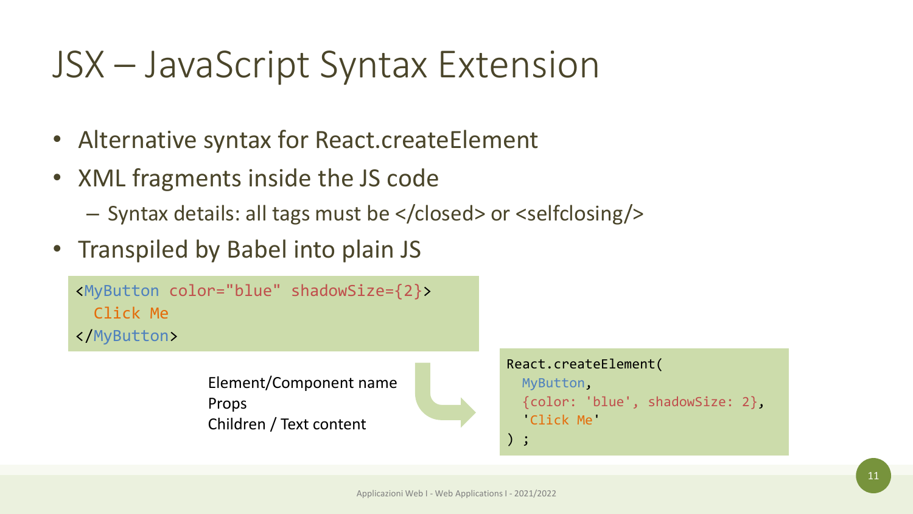# JSX – JavaScript Syntax Extension

- Alternative syntax for React.createElement
- XML fragments inside the JS code
  - Syntax details: all tags must be </closed> or <selfclosing/>
- Transpiled by Babel into plain JS

```
<MyButton color="blue" shadowSize={2}>
  Click Me
</MyButton>
```

Element/Component name
Props
Children / Text content

```
React.createElement(
  MyButton,
  {color: 'blue', shadowSize: 2},
  'Click Me'
) ;
```

Applicazioni Web I - Web Applications I - 2021/2022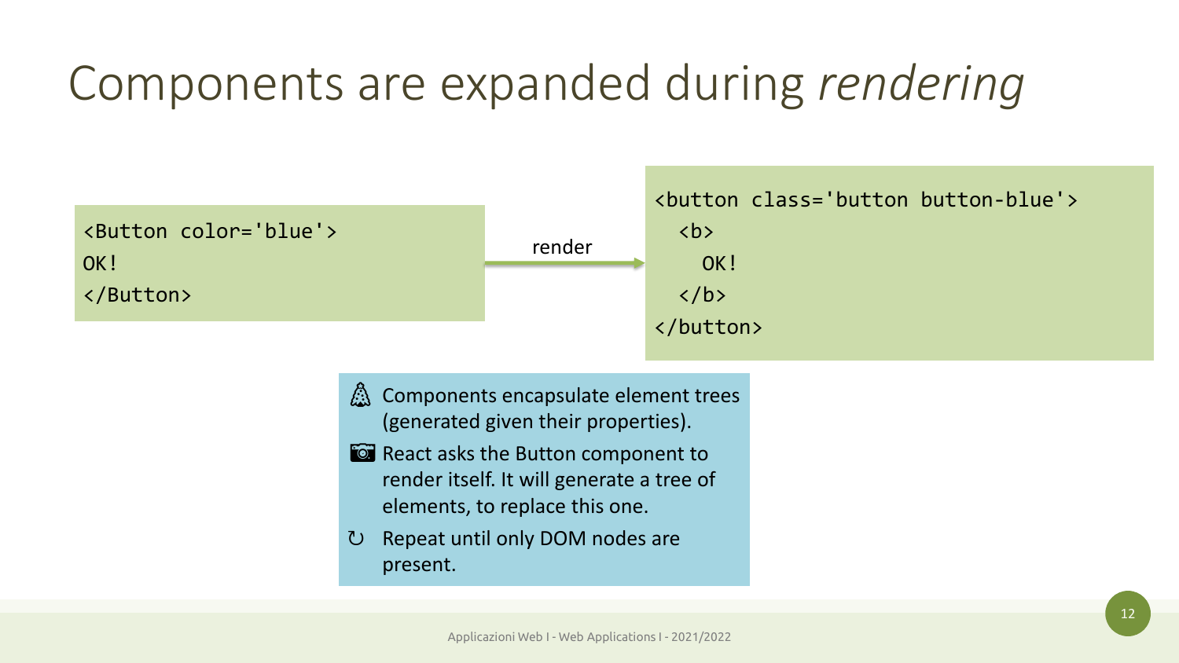# Components are expanded during *rendering*

```
<Button color='blue'>
OK!
</Button>
```

render

```
<button class='button button-blue'>
  <b>
    OK!
  </b>
</button>
```

- Components encapsulate element trees (generated given their properties).
- React asks the Button component to render itself. It will generate a tree of elements, to replace this one.
- ↻ Repeat until only DOM nodes are present.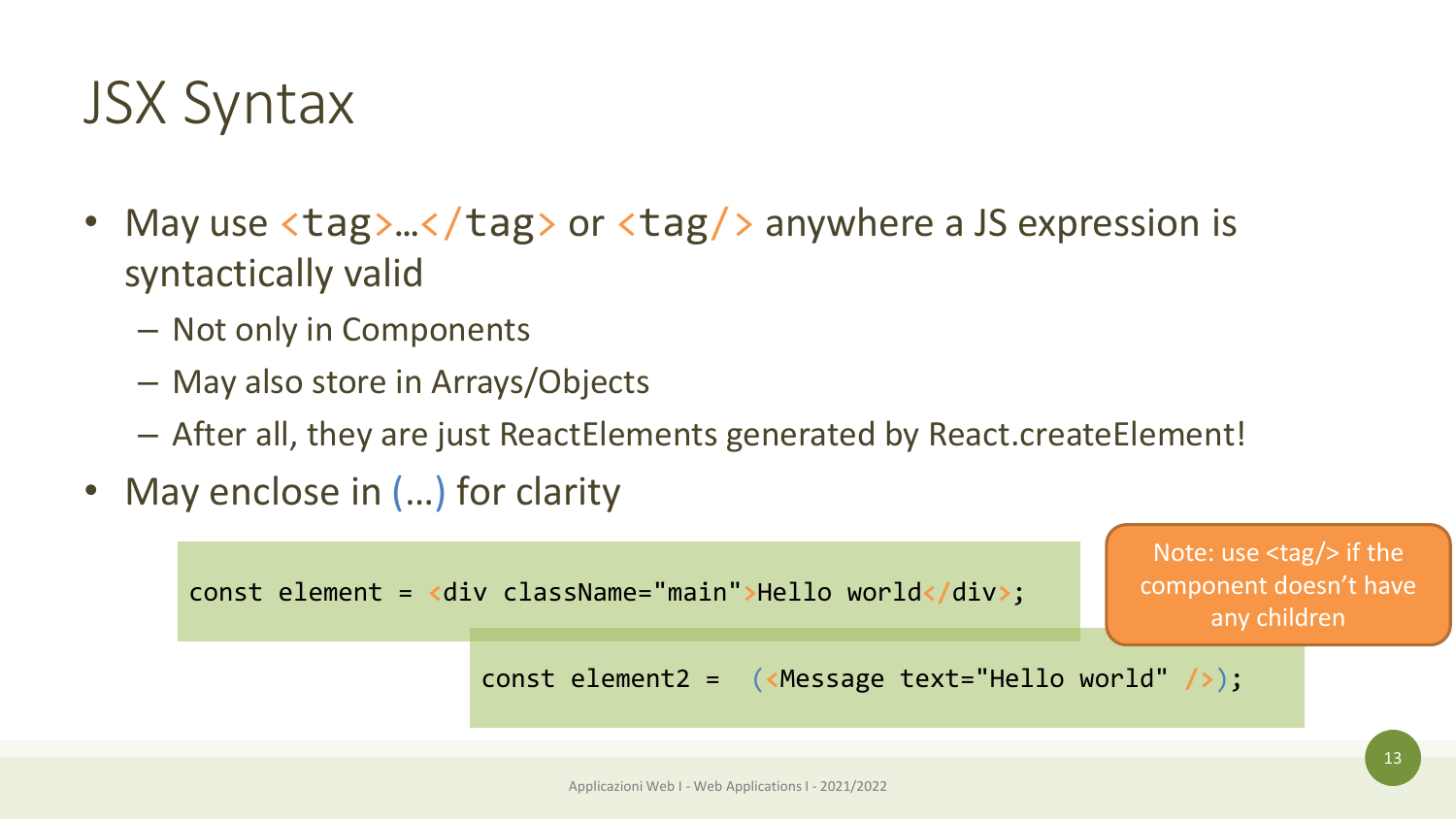# JSX Syntax

- May use `<tag>…</tag>` or `<tag/>` anywhere a JS expression is syntactically valid
  - Not only in Components
  - May also store in Arrays/Objects
  - After all, they are just ReactElements generated by React.createElement!
- May enclose in (…) for clarity

```
const element = <div className="main">Hello world</div>;
```

```
const element2 =  (<Message text="Hello world" />);
```

Note: use <tag/> if the component doesn't have any children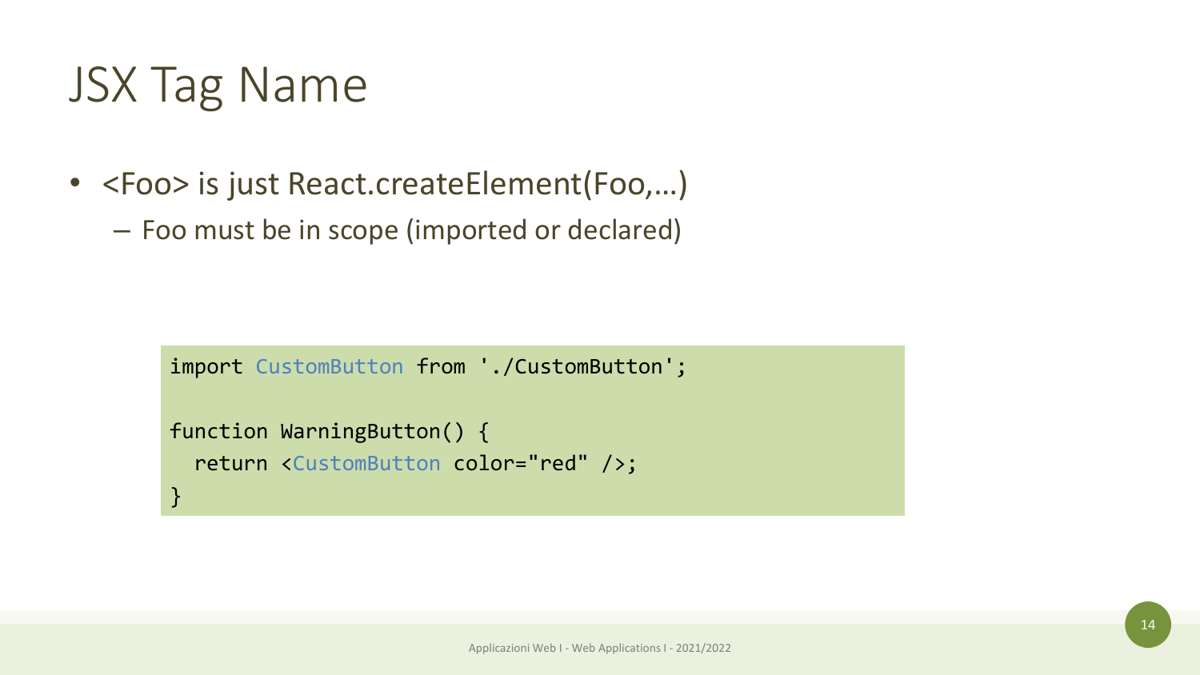# JSX Tag Name

- <Foo> is just React.createElement(Foo,…)
  - Foo must be in scope (imported or declared)

```
import CustomButton from './CustomButton';

function WarningButton() {
  return <CustomButton color="red" />;
}
```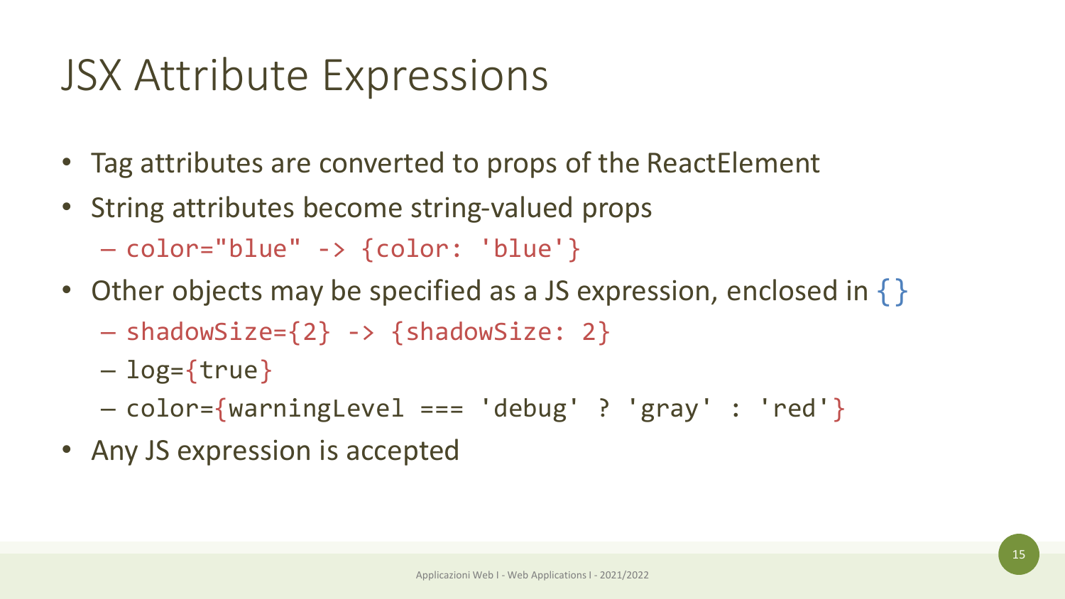# JSX Attribute Expressions

- Tag attributes are converted to props of the ReactElement
- String attributes become string-valued props
  - `color="blue" -> {color: 'blue'}`
- Other objects may be specified as a JS expression, enclosed in `{}`
  - `shadowSize={2} -> {shadowSize: 2}`
  - `log={true}`
  - `color={warningLevel === 'debug' ? 'gray' : 'red'}`
- Any JS expression is accepted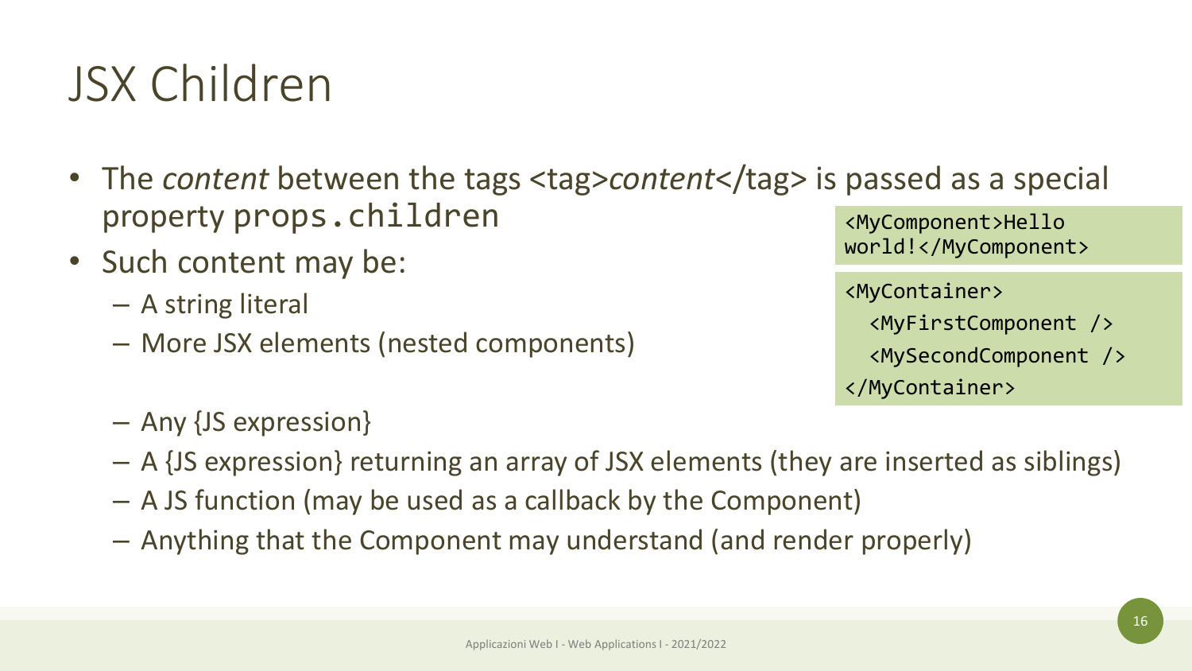# JSX Children

- The *content* between the tags <tag>*content*</tag> is passed as a special property `props.children`
- Such content may be:
  - A string literal
  - More JSX elements (nested components)
  - Any {JS expression}
  - A {JS expression} returning an array of JSX elements (they are inserted as siblings)
  - A JS function (may be used as a callback by the Component)
  - Anything that the Component may understand (and render properly)

```
<MyComponent>Hello world!</MyComponent>
```

```
<MyContainer>
  <MyFirstComponent />
  <MySecondComponent />
</MyContainer>
```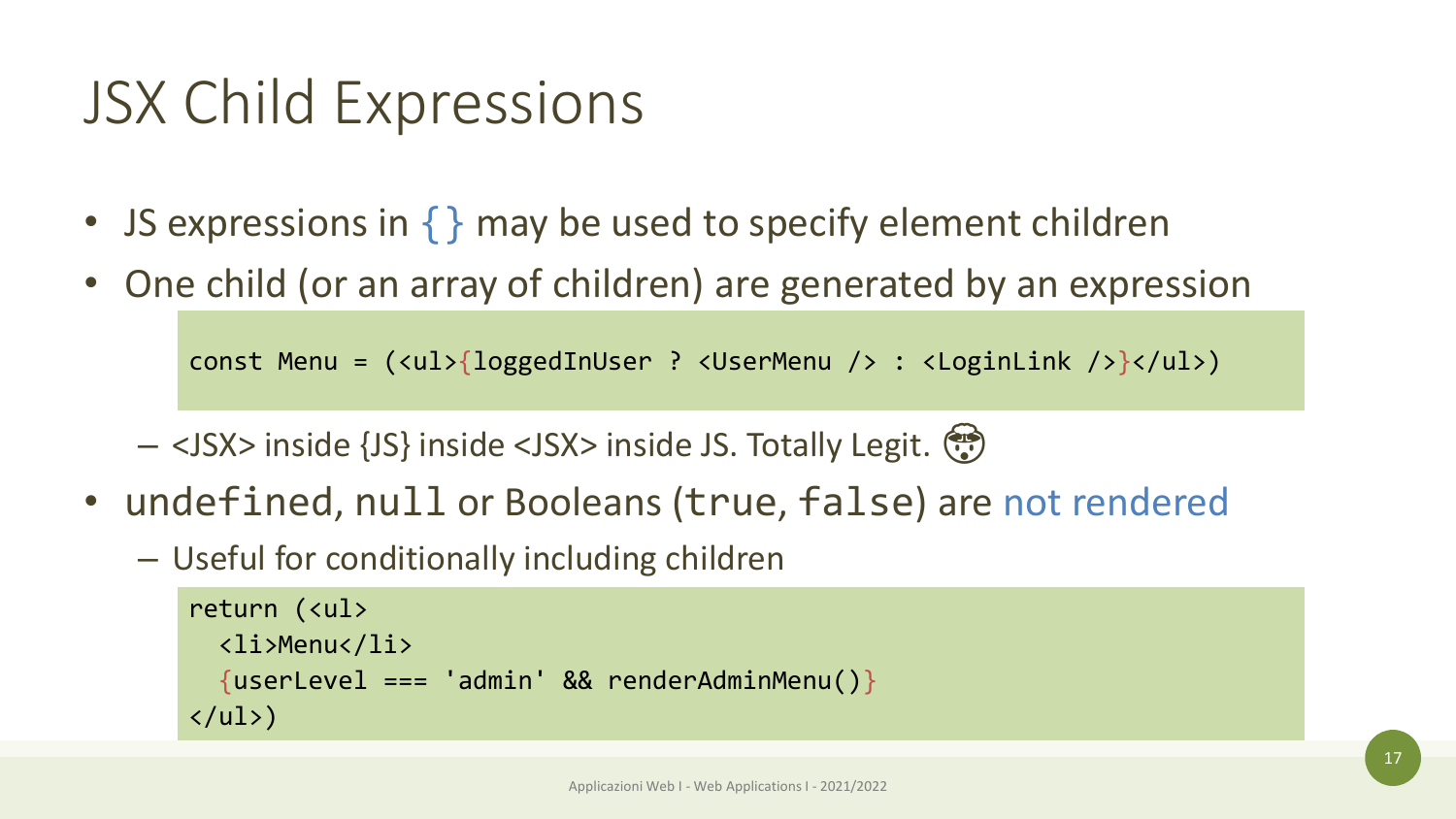# JSX Child Expressions

- JS expressions in {} may be used to specify element children
- One child (or an array of children) are generated by an expression

```
const Menu = (<ul>{loggedInUser ? <UserMenu /> : <LoginLink />}</ul>)
```

  – <JSX> inside {JS} inside <JSX> inside JS. Totally Legit. 🤯

- `undefined`, `null` or Booleans (`true`, `false`) are not rendered
  – Useful for conditionally including children

```
return (<ul>
  <li>Menu</li>
  {userLevel === 'admin' && renderAdminMenu()}
</ul>)
```

Applicazioni Web I - Web Applications I - 2021/2022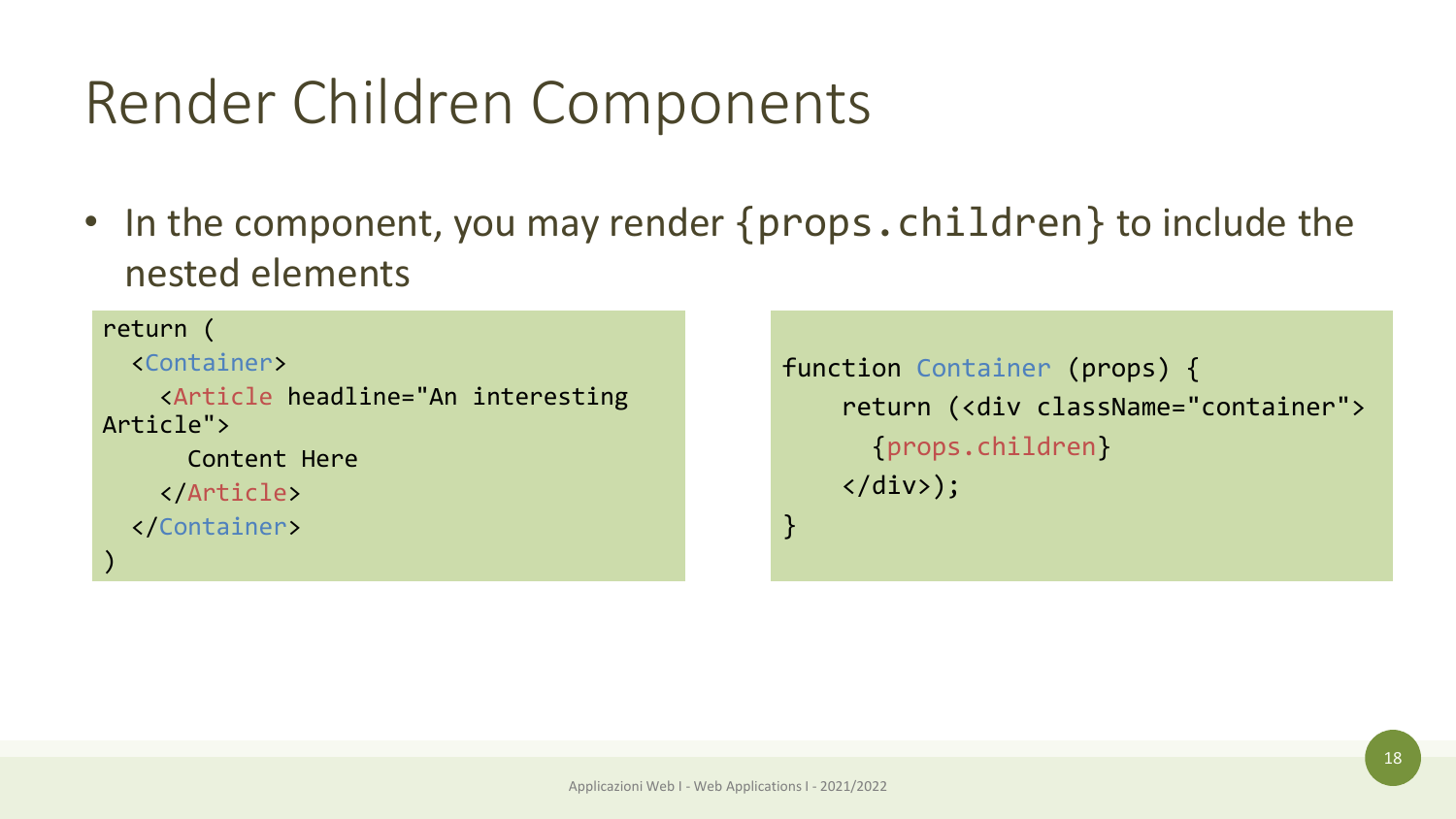# Render Children Components

- In the component, you may render `{props.children}` to include the nested elements

```
return (
  <Container>
    <Article headline="An interesting
Article">
      Content Here
    </Article>
  </Container>
)
```

```
function Container (props) {
    return (<div className="container">
      {props.children}
    </div>);
}
```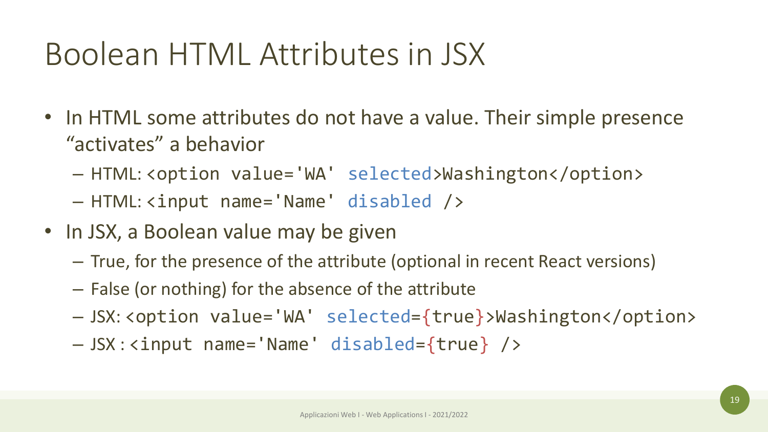# Boolean HTML Attributes in JSX

- In HTML some attributes do not have a value. Their simple presence "activates" a behavior
  - HTML: `<option value='WA' selected>Washington</option>`
  - HTML: `<input name='Name' disabled />`
- In JSX, a Boolean value may be given
  - True, for the presence of the attribute (optional in recent React versions)
  - False (or nothing) for the absence of the attribute
  - JSX: `<option value='WA' selected={true}>Washington</option>`
  - JSX : `<input name='Name' disabled={true} />`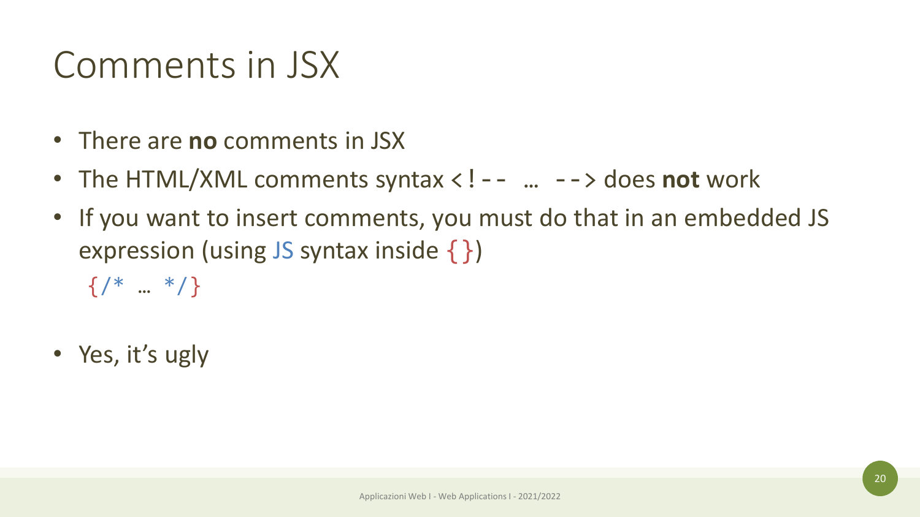# Comments in JSX

- There are **no** comments in JSX
- The HTML/XML comments syntax <!-- … --> does **not** work
- If you want to insert comments, you must do that in an embedded JS expression (using JS syntax inside {})

  {/* … */}

- Yes, it's ugly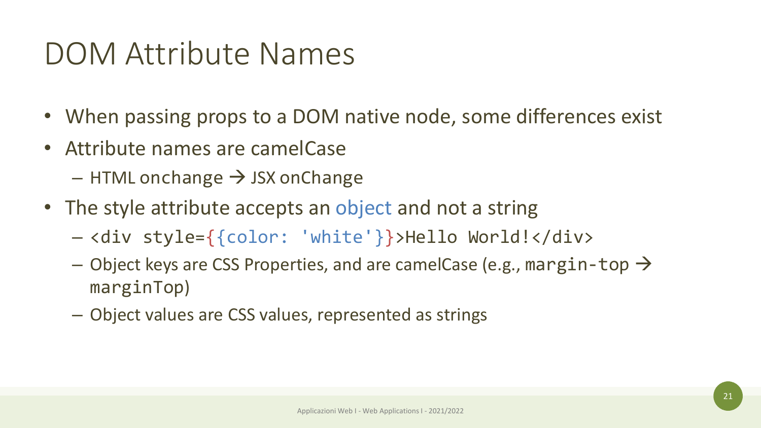# DOM Attribute Names

- When passing props to a DOM native node, some differences exist
- Attribute names are camelCase
  - HTML onchange → JSX onChange
- The style attribute accepts an object and not a string
  - `<div style={{color: 'white'}}>Hello World!</div>`
  - Object keys are CSS Properties, and are camelCase (e.g., `margin-top` → `marginTop`)
  - Object values are CSS values, represented as strings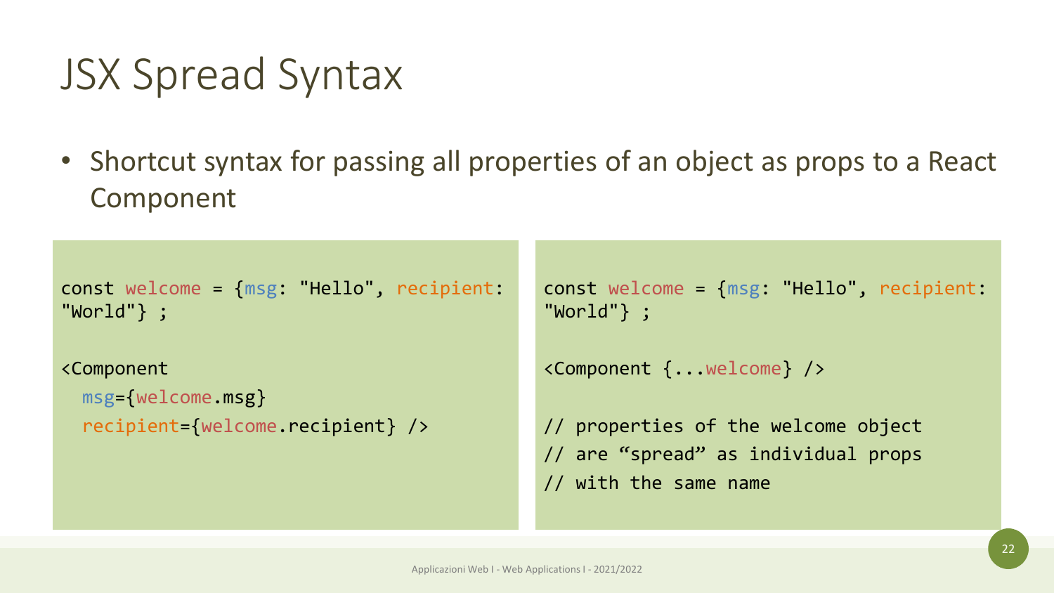# JSX Spread Syntax

- Shortcut syntax for passing all properties of an object as props to a React Component

```
const welcome = {msg: "Hello", recipient:
"World"} ;

<Component
  msg={welcome.msg}
  recipient={welcome.recipient} />
```

```
const welcome = {msg: "Hello", recipient:
"World"} ;

<Component {...welcome} />

// properties of the welcome object
// are "spread" as individual props
// with the same name
```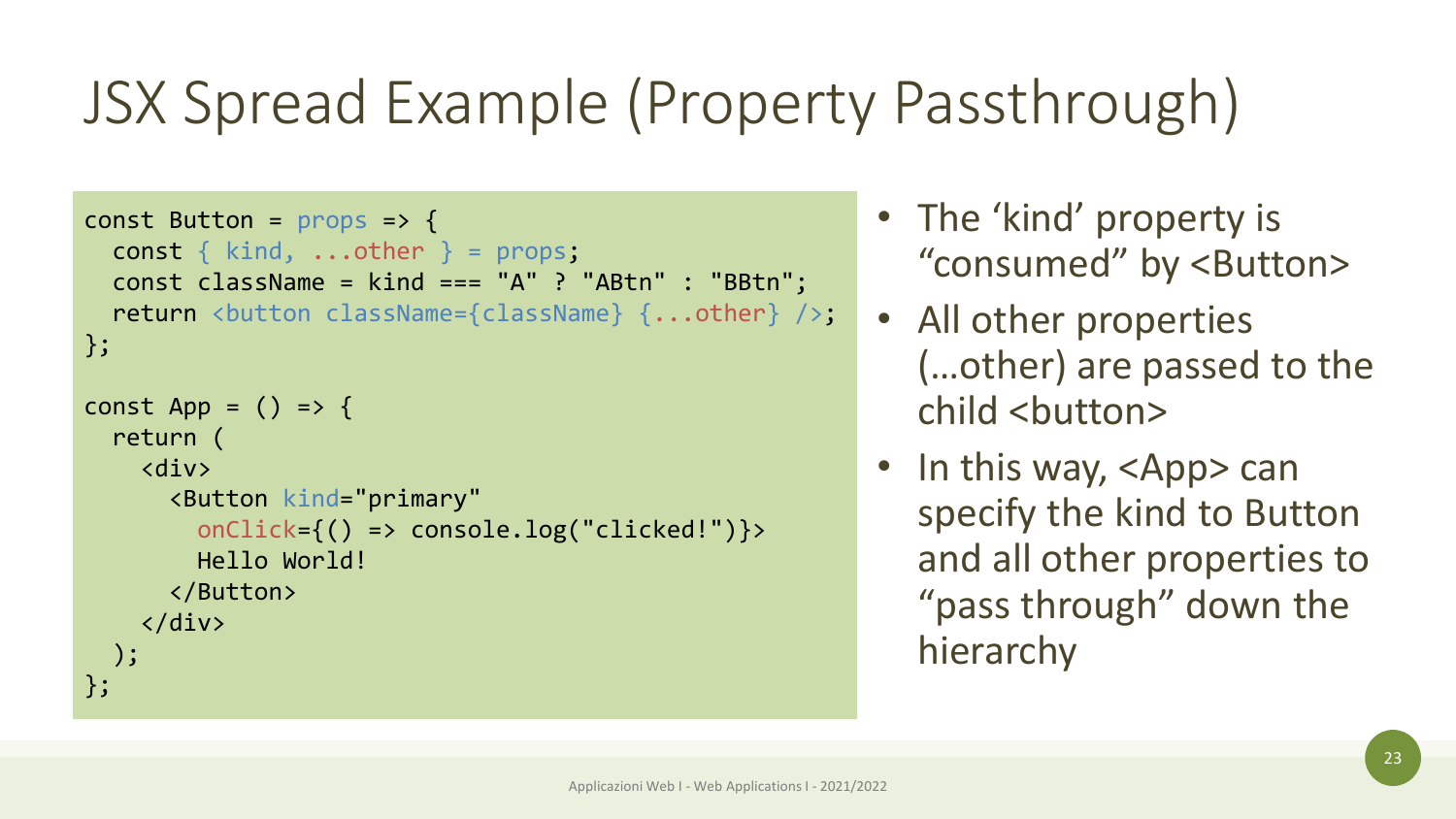# JSX Spread Example (Property Passthrough)

```
const Button = props => {
  const { kind, ...other } = props;
  const className = kind === "A" ? "ABtn" : "BBtn";
  return <button className={className} {...other} />;
};

const App = () => {
  return (
    <div>
      <Button kind="primary"
        onClick={() => console.log("clicked!")}>
        Hello World!
      </Button>
    </div>
  );
};
```

- The ‘kind’ property is “consumed” by <Button>
- All other properties (…other) are passed to the child <button>
- In this way, <App> can specify the kind to Button and all other properties to “pass through” down the hierarchy

Applicazioni Web I - Web Applications I - 2021/2022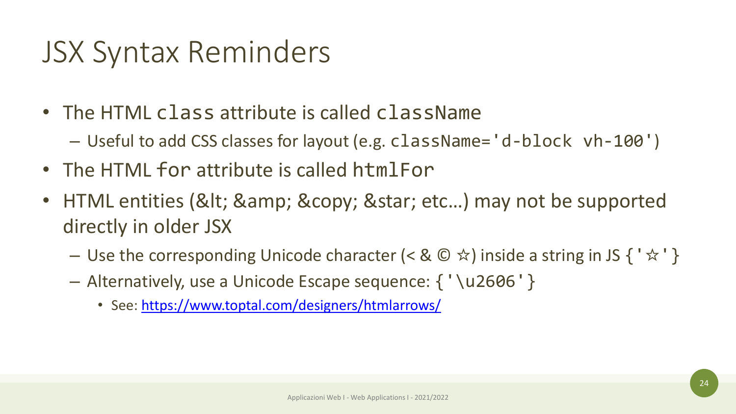# JSX Syntax Reminders

- The HTML `class` attribute is called `className`
  - Useful to add CSS classes for layout (e.g. `className='d-block vh-100'`)
- The HTML `for` attribute is called `htmlFor`
- HTML entities (&lt; &amp; &copy; &star; etc…) may not be supported directly in older JSX
  - Use the corresponding Unicode character (< & © ☆) inside a string in JS `{'☆'}`
  - Alternatively, use a Unicode Escape sequence: `{'\u2606'}`
    - See: [https://www.toptal.com/designers/htmlarrows/](https://www.toptal.com/designers/htmlarrows/)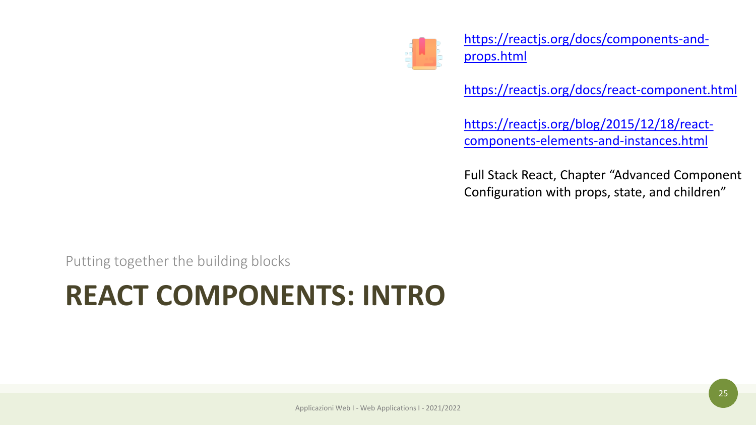https://reactjs.org/docs/components-and-props.html

https://reactjs.org/docs/react-component.html

https://reactjs.org/blog/2015/12/18/react-components-elements-and-instances.html

Full Stack React, Chapter "Advanced Component Configuration with props, state, and children"

Putting together the building blocks

# REACT COMPONENTS: INTRO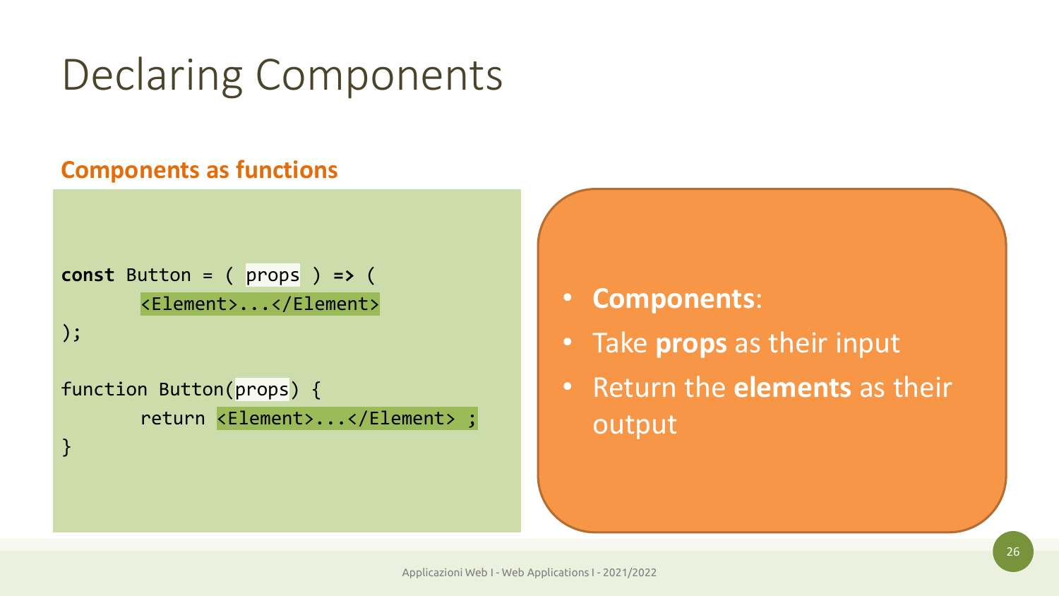# Declaring Components

### Components as functions

```
const Button = ( props ) => (
       <Element>...</Element>
);

function Button(props) {
       return <Element>...</Element> ;
}
```

- **Components**:
- Take **props** as their input
- Return the **elements** as their output

Applicazioni Web I - Web Applications I - 2021/2022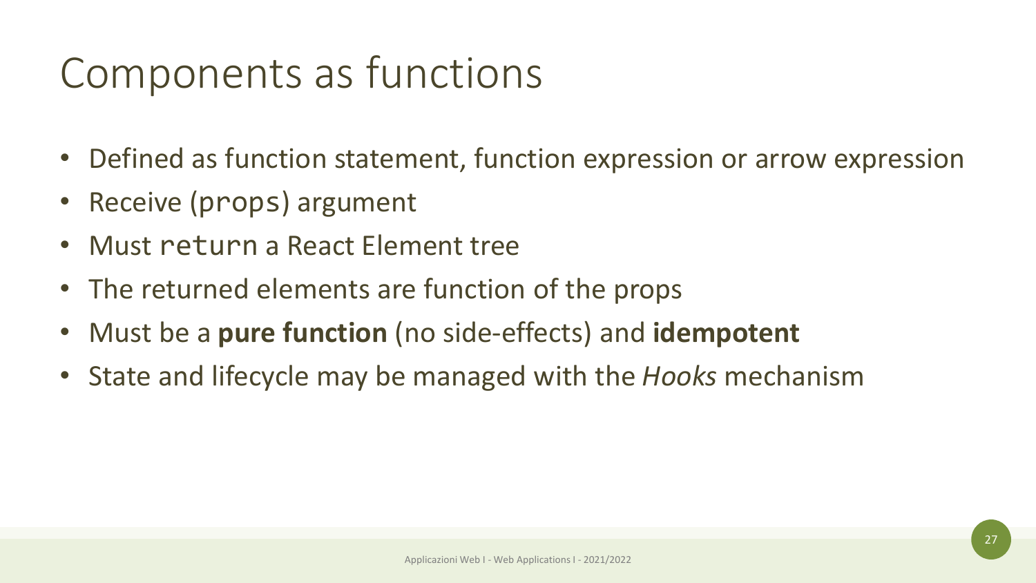# Components as functions

- Defined as function statement, function expression or arrow expression
- Receive `(props)` argument
- Must `return` a React Element tree
- The returned elements are function of the props
- Must be a **pure function** (no side-effects) and **idempotent**
- State and lifecycle may be managed with the *Hooks* mechanism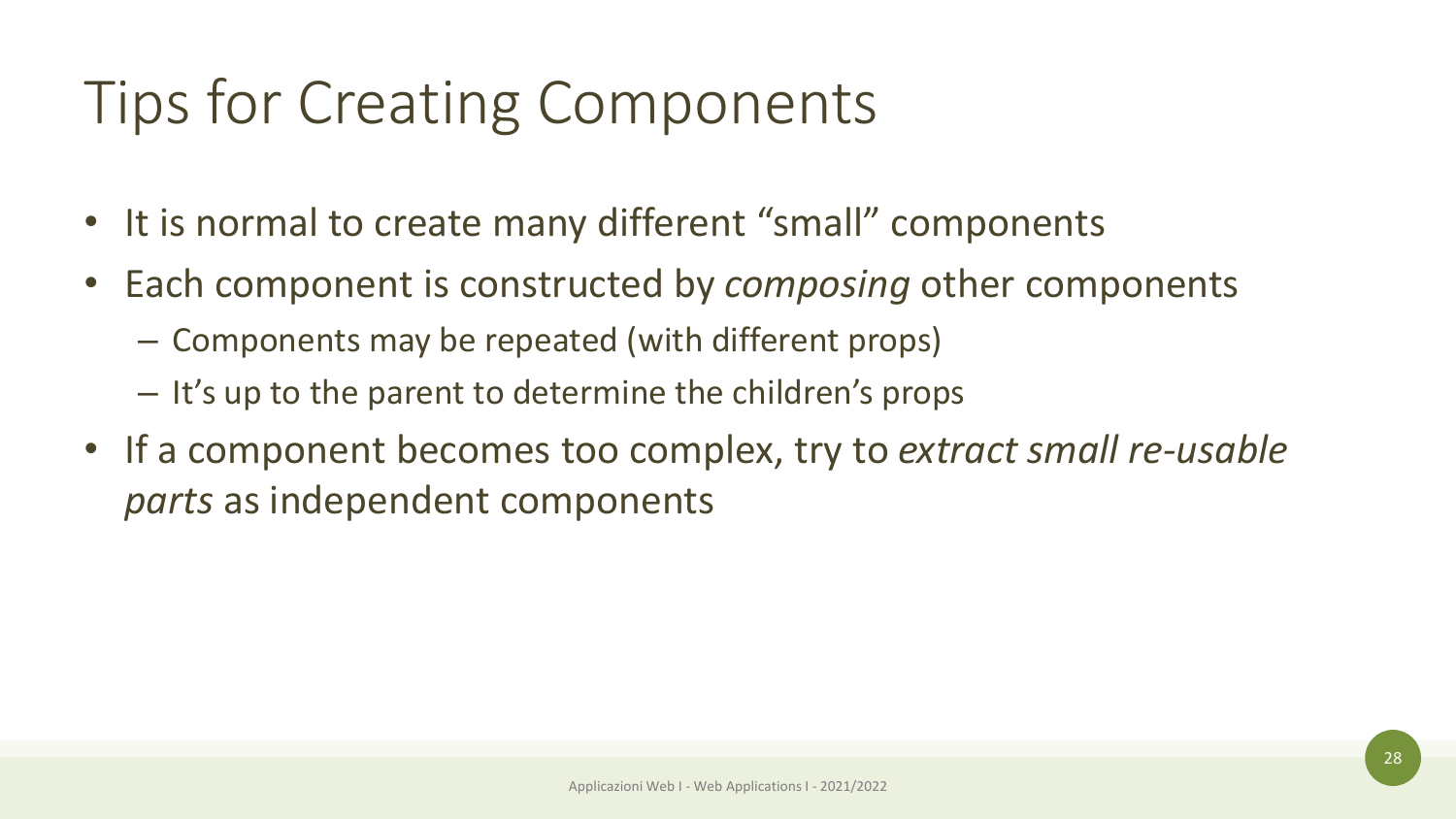# Tips for Creating Components

- It is normal to create many different “small” components
- Each component is constructed by *composing* other components
  - Components may be repeated (with different props)
  - It’s up to the parent to determine the children’s props
- If a component becomes too complex, try to *extract small re-usable parts* as independent components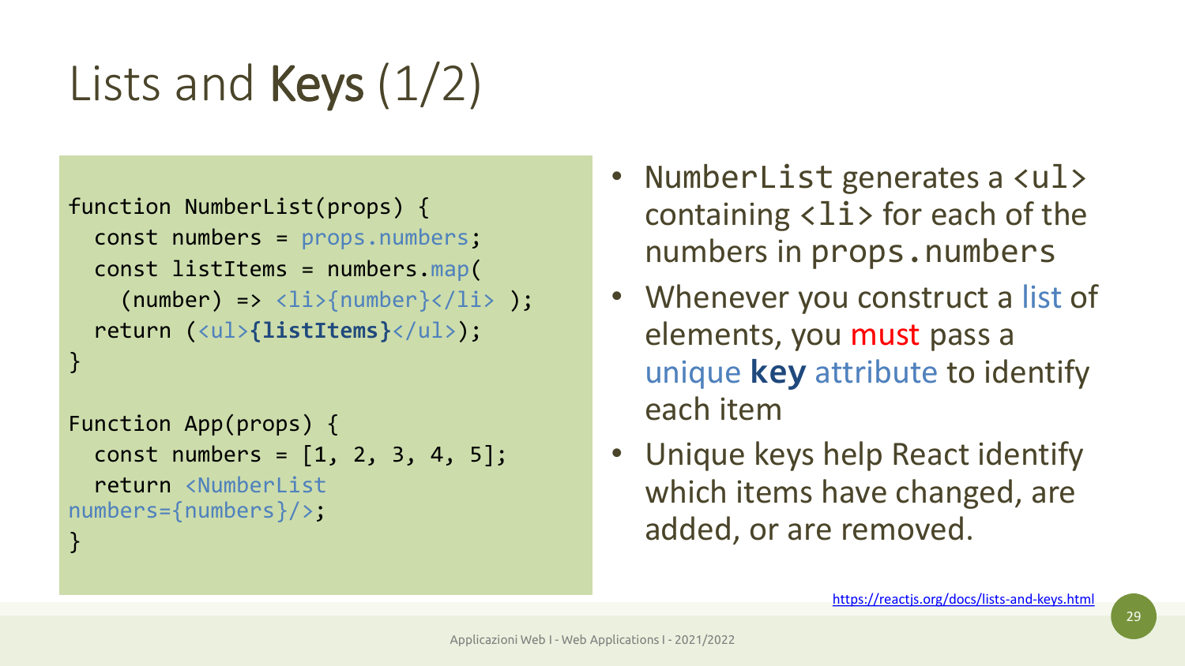# Lists and **Keys** (1/2)

```
function NumberList(props) {
  const numbers = props.numbers;
  const listItems = numbers.map(
    (number) => <li>{number}</li> );
  return (<ul>{listItems}</ul>);
}

Function App(props) {
  const numbers = [1, 2, 3, 4, 5];
  return <NumberList
numbers={numbers}/>;
}
```

- `NumberList` generates a `<ul>` containing `<li>` for each of the numbers in `props.numbers`
- Whenever you construct a list of elements, you must pass a unique **key** attribute to identify each item
- Unique keys help React identify which items have changed, are added, or are removed.

https://reactjs.org/docs/lists-and-keys.html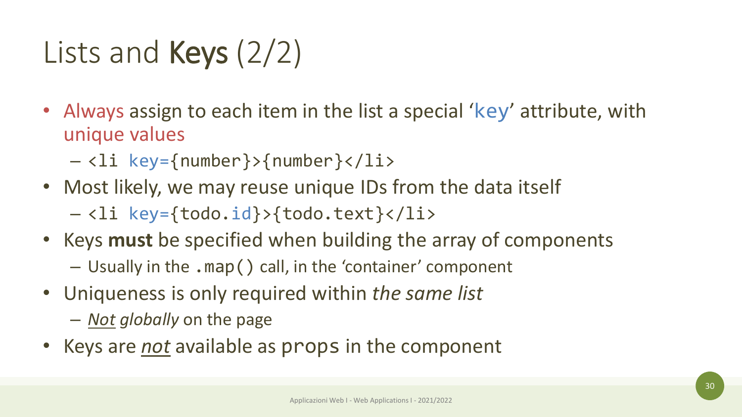# Lists and **Keys** (2/2)

- Always assign to each item in the list a special '`key`' attribute, with unique values
  - `<li key={number}>{number}</li>`
- Most likely, we may reuse unique IDs from the data itself
  - `<li key={todo.id}>{todo.text}</li>`
- Keys **must** be specified when building the array of components
  - Usually in the `.map()` call, in the 'container' component
- Uniqueness is only required within *the same list*
  - *Not globally* on the page
- Keys are *not* available as `props` in the component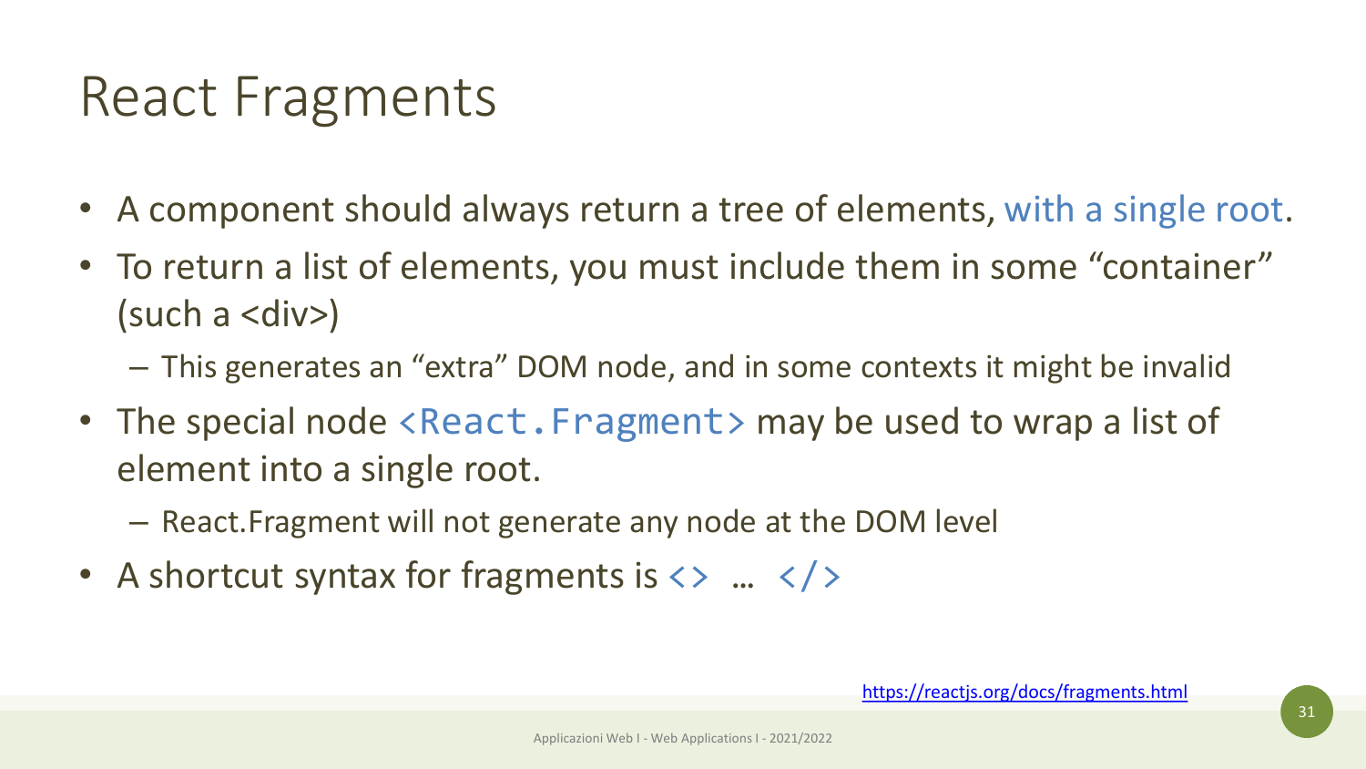# React Fragments

- A component should always return a tree of elements, with a single root.
- To return a list of elements, you must include them in some "container" (such a <div>)
  - This generates an "extra" DOM node, and in some contexts it might be invalid
- The special node `<React.Fragment>` may be used to wrap a list of element into a single root.
  - React.Fragment will not generate any node at the DOM level
- A shortcut syntax for fragments is `<> … </>`

https://reactjs.org/docs/fragments.html

Applicazioni Web I - Web Applications I - 2021/2022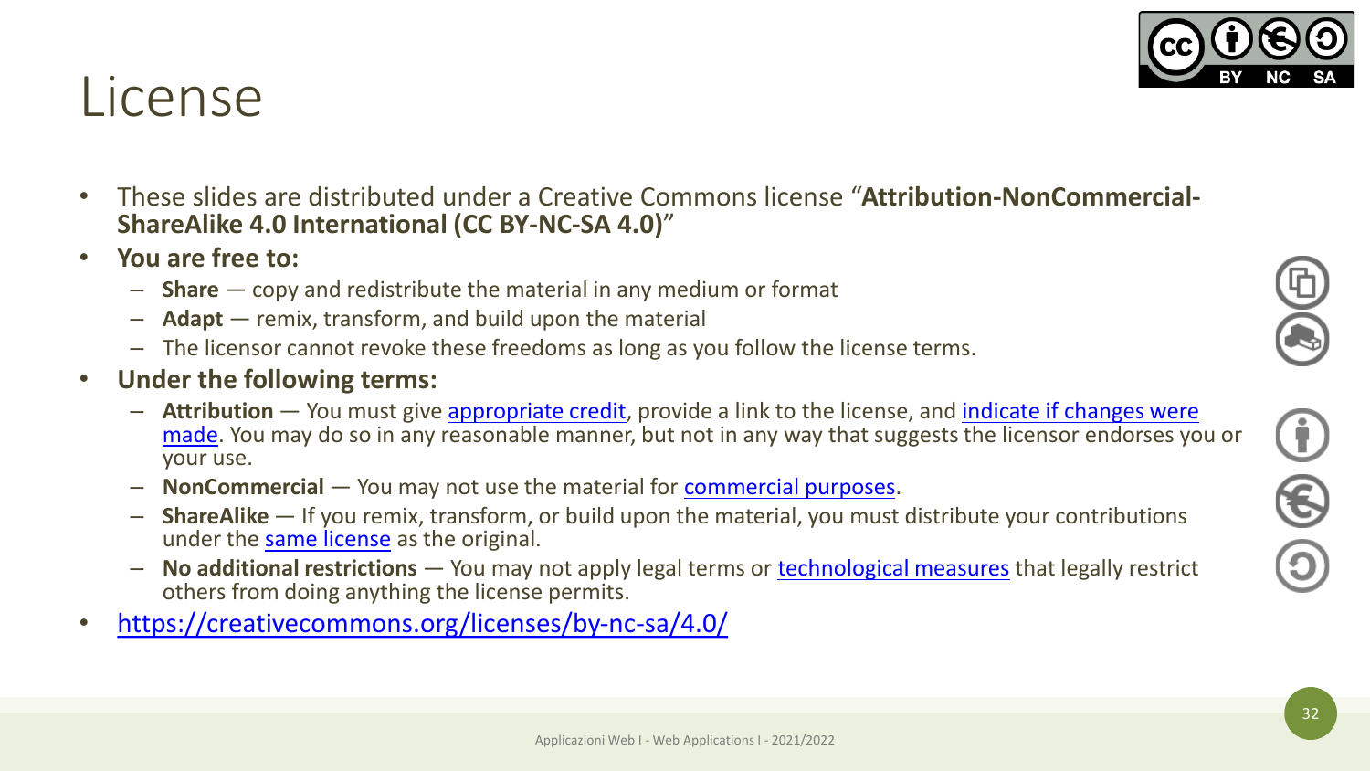# License

- These slides are distributed under a Creative Commons license "**Attribution-NonCommercial-ShareAlike 4.0 International (CC BY-NC-SA 4.0)**"
- **You are free to:**
  - **Share** — copy and redistribute the material in any medium or format
  - **Adapt** — remix, transform, and build upon the material
  - The licensor cannot revoke these freedoms as long as you follow the license terms.
- **Under the following terms:**
  - **Attribution** — You must give appropriate credit, provide a link to the license, and indicate if changes were made. You may do so in any reasonable manner, but not in any way that suggests the licensor endorses you or your use.
  - **NonCommercial** — You may not use the material for commercial purposes.
  - **ShareAlike** — If you remix, transform, or build upon the material, you must distribute your contributions under the same license as the original.
  - **No additional restrictions** — You may not apply legal terms or technological measures that legally restrict others from doing anything the license permits.
- https://creativecommons.org/licenses/by-nc-sa/4.0/